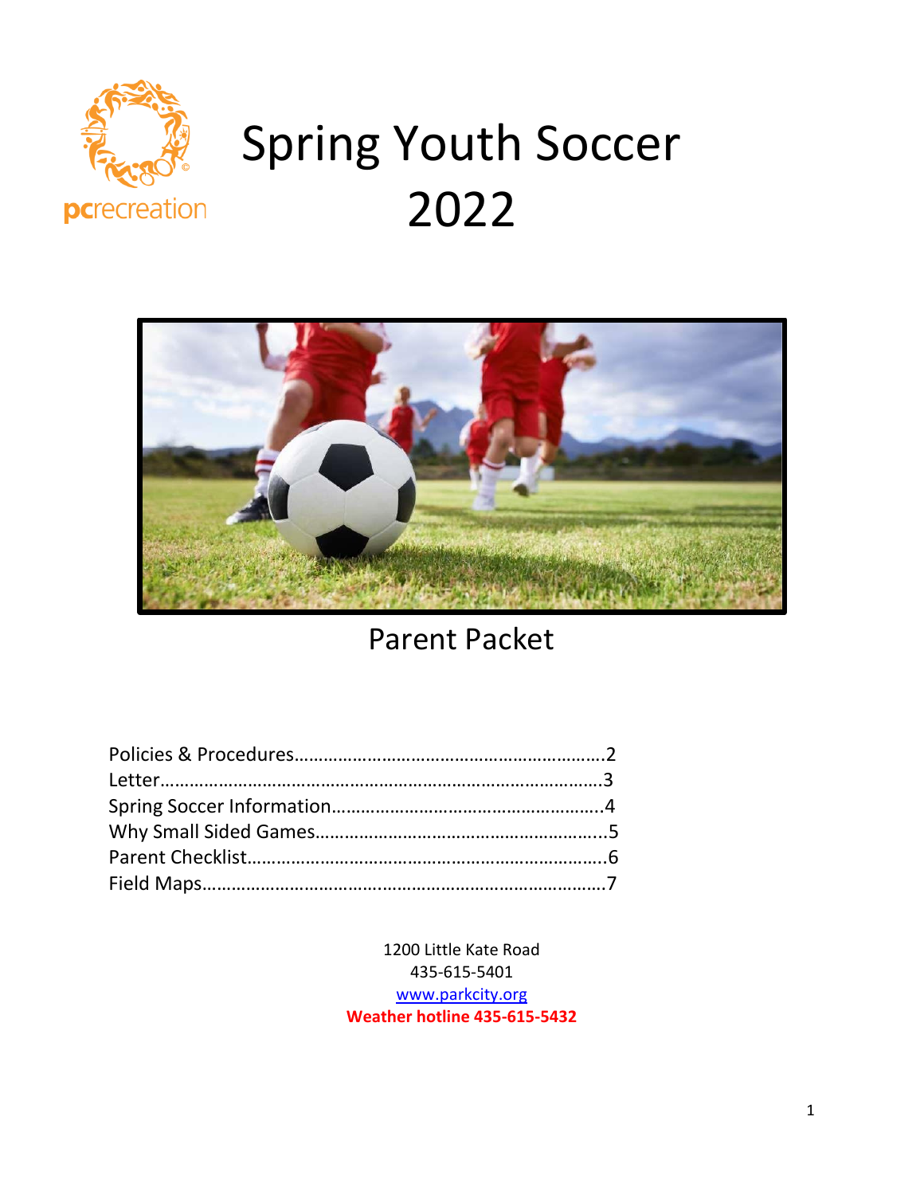pcrecreation

# Spring Youth Soccer 2022

## Parent Packet

Policies & Procedures……………………………………………………….2
Letter……………………………………………………………………………….3
Spring Soccer Information……………………………………………….4
Why Small Sided Games…………………………………………………...5
Parent Checklist……………………………………………………………….6
Field Maps……………………………………………………………………….7

1200 Little Kate Road
435-615-5401
www.parkcity.org
**Weather hotline 435-615-5432**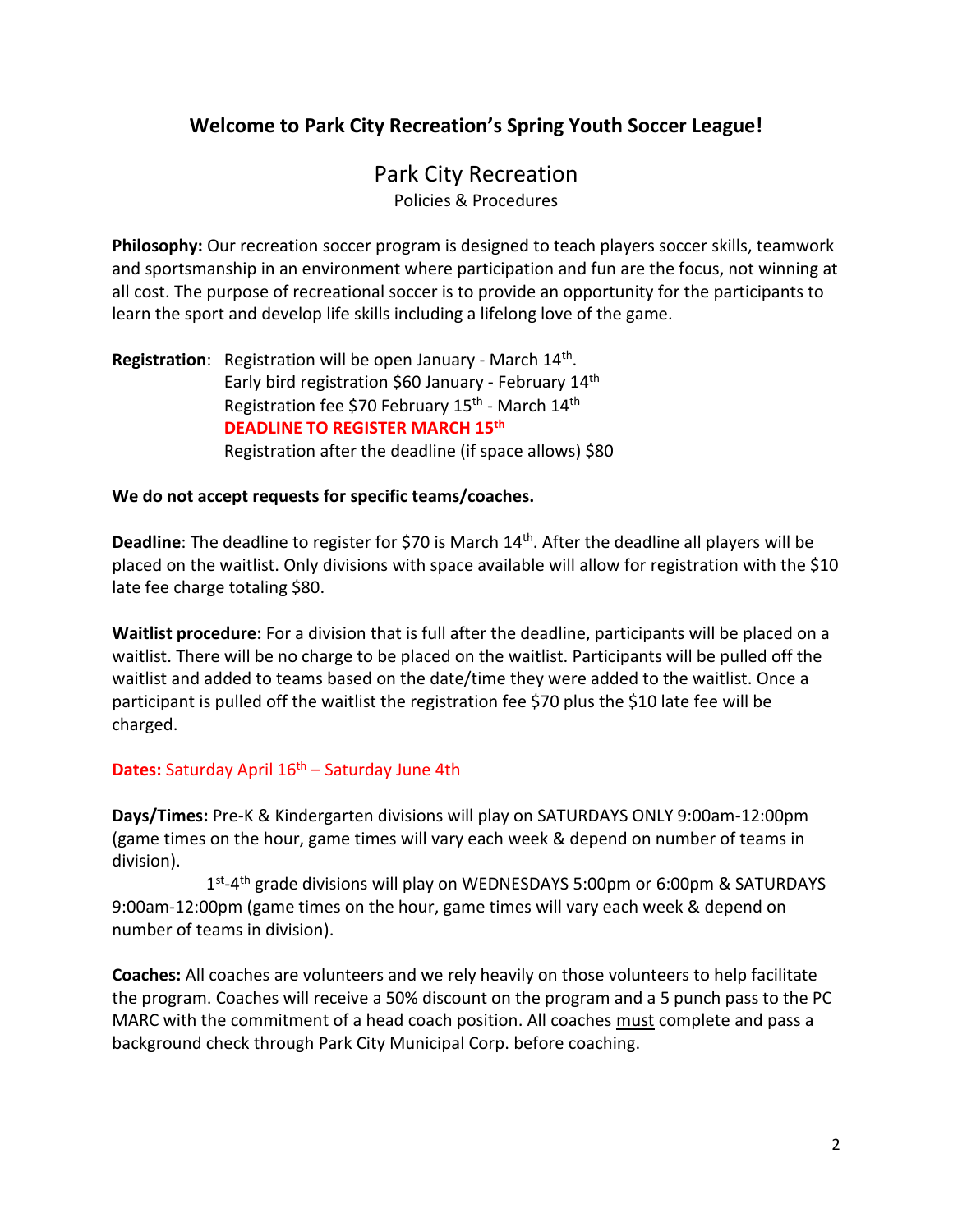## Welcome to Park City Recreation's Spring Youth Soccer League!

# Park City Recreation

Policies & Procedures

**Philosophy:** Our recreation soccer program is designed to teach players soccer skills, teamwork and sportsmanship in an environment where participation and fun are the focus, not winning at all cost. The purpose of recreational soccer is to provide an opportunity for the participants to learn the sport and develop life skills including a lifelong love of the game.

**Registration**: Registration will be open January - March 14th.
Early bird registration $60 January - February 14th
Registration fee $70 February 15th - March 14th
**DEADLINE TO REGISTER MARCH 15th**
Registration after the deadline (if space allows) $80

**We do not accept requests for specific teams/coaches.**

**Deadline**: The deadline to register for $70 is March 14th. After the deadline all players will be placed on the waitlist. Only divisions with space available will allow for registration with the $10 late fee charge totaling $80.

**Waitlist procedure:** For a division that is full after the deadline, participants will be placed on a waitlist. There will be no charge to be placed on the waitlist. Participants will be pulled off the waitlist and added to teams based on the date/time they were added to the waitlist. Once a participant is pulled off the waitlist the registration fee $70 plus the $10 late fee will be charged.

**Dates:** Saturday April 16th – Saturday June 4th

**Days/Times:** Pre-K & Kindergarten divisions will play on SATURDAYS ONLY 9:00am-12:00pm (game times on the hour, game times will vary each week & depend on number of teams in division).

1st-4th grade divisions will play on WEDNESDAYS 5:00pm or 6:00pm & SATURDAYS 9:00am-12:00pm (game times on the hour, game times will vary each week & depend on number of teams in division).

**Coaches:** All coaches are volunteers and we rely heavily on those volunteers to help facilitate the program. Coaches will receive a 50% discount on the program and a 5 punch pass to the PC MARC with the commitment of a head coach position. All coaches must complete and pass a background check through Park City Municipal Corp. before coaching.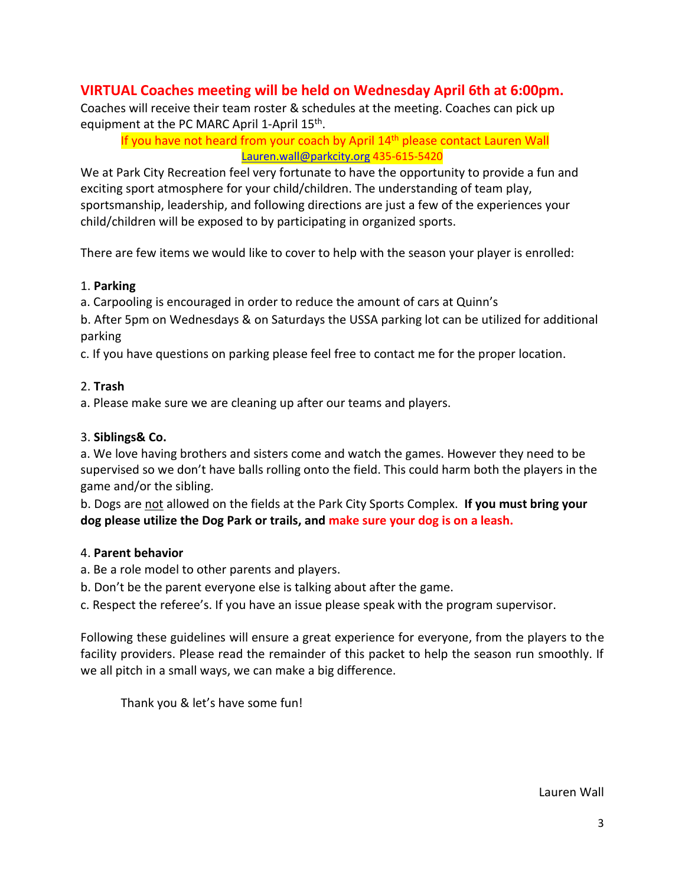## VIRTUAL Coaches meeting will be held on Wednesday April 6th at 6:00pm.

Coaches will receive their team roster & schedules at the meeting. Coaches can pick up equipment at the PC MARC April 1-April 15th.

If you have not heard from your coach by April 14th please contact Lauren Wall
Lauren.wall@parkcity.org 435-615-5420

We at Park City Recreation feel very fortunate to have the opportunity to provide a fun and exciting sport atmosphere for your child/children. The understanding of team play, sportsmanship, leadership, and following directions are just a few of the experiences your child/children will be exposed to by participating in organized sports.

There are few items we would like to cover to help with the season your player is enrolled:

1. **Parking**

a. Carpooling is encouraged in order to reduce the amount of cars at Quinn's

b. After 5pm on Wednesdays & on Saturdays the USSA parking lot can be utilized for additional parking

c. If you have questions on parking please feel free to contact me for the proper location.

2. **Trash**

a. Please make sure we are cleaning up after our teams and players.

3. **Siblings& Co.**

a. We love having brothers and sisters come and watch the games. However they need to be supervised so we don't have balls rolling onto the field. This could harm both the players in the game and/or the sibling.

b. Dogs are not allowed on the fields at the Park City Sports Complex. **If you must bring your dog please utilize the Dog Park or trails, and make sure your dog is on a leash.**

4. **Parent behavior**

a. Be a role model to other parents and players.

b. Don't be the parent everyone else is talking about after the game.

c. Respect the referee's. If you have an issue please speak with the program supervisor.

Following these guidelines will ensure a great experience for everyone, from the players to the facility providers. Please read the remainder of this packet to help the season run smoothly. If we all pitch in a small ways, we can make a big difference.

Thank you & let's have some fun!

Lauren Wall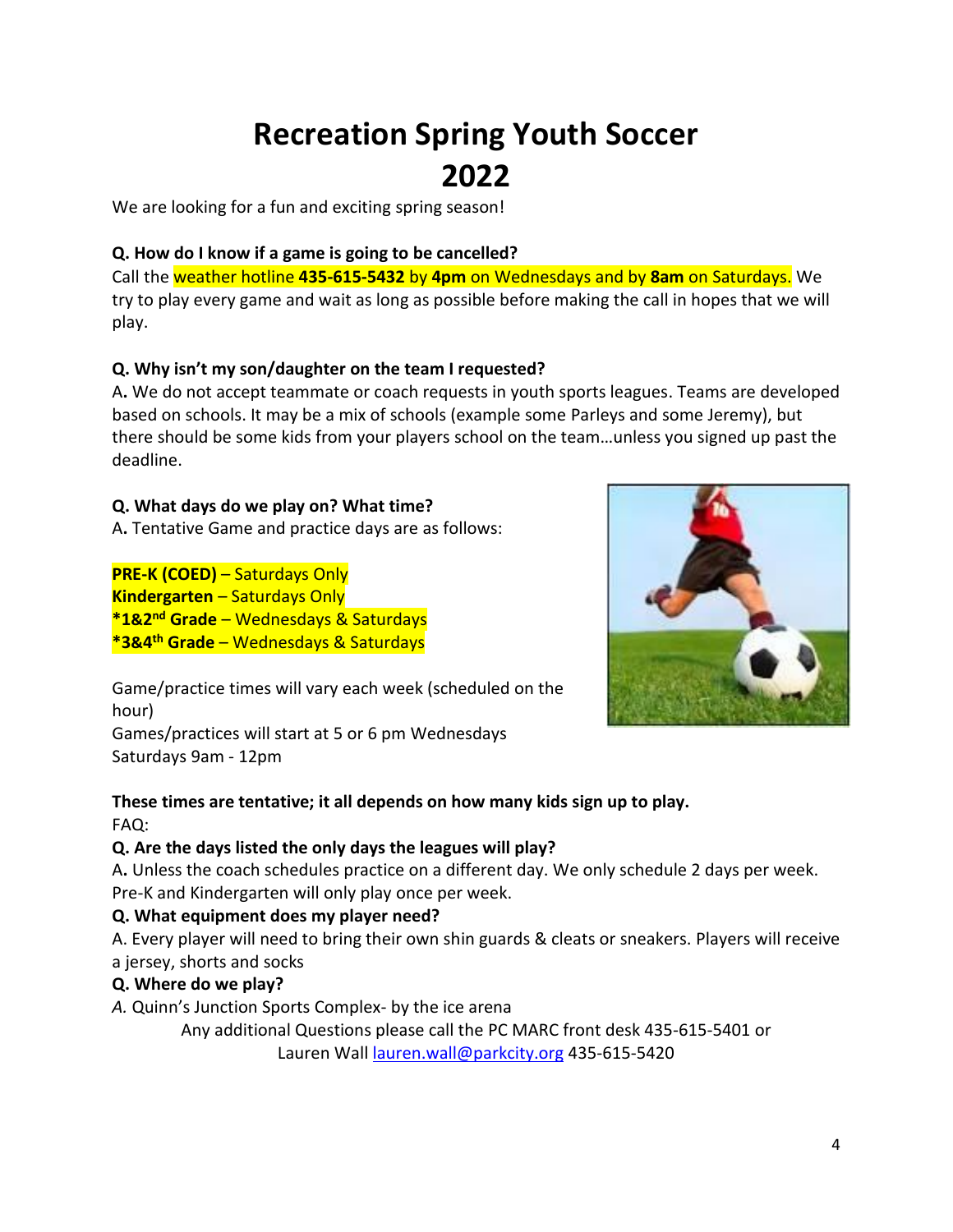# Recreation Spring Youth Soccer 2022

We are looking for a fun and exciting spring season!

**Q. How do I know if a game is going to be cancelled?**

Call the weather hotline **435-615-5432** by **4pm** on Wednesdays and by **8am** on Saturdays. We try to play every game and wait as long as possible before making the call in hopes that we will play.

**Q. Why isn't my son/daughter on the team I requested?**

A**.** We do not accept teammate or coach requests in youth sports leagues. Teams are developed based on schools. It may be a mix of schools (example some Parleys and some Jeremy), but there should be some kids from your players school on the team…unless you signed up past the deadline.

**Q. What days do we play on? What time?**

A**.** Tentative Game and practice days are as follows:

**PRE-K (COED)** – Saturdays Only
**Kindergarten** – Saturdays Only
***1&2nd Grade** – Wednesdays & Saturdays
***3&4th Grade** – Wednesdays & Saturdays

Game/practice times will vary each week (scheduled on the hour)
Games/practices will start at 5 or 6 pm Wednesdays
Saturdays 9am - 12pm

**These times are tentative; it all depends on how many kids sign up to play.**

FAQ:

**Q. Are the days listed the only days the leagues will play?**

A**.** Unless the coach schedules practice on a different day. We only schedule 2 days per week. Pre-K and Kindergarten will only play once per week.

**Q. What equipment does my player need?**

A. Every player will need to bring their own shin guards & cleats or sneakers. Players will receive a jersey, shorts and socks

**Q. Where do we play?**

*A.* Quinn's Junction Sports Complex- by the ice arena

Any additional Questions please call the PC MARC front desk 435-615-5401 or Lauren Wall lauren.wall@parkcity.org 435-615-5420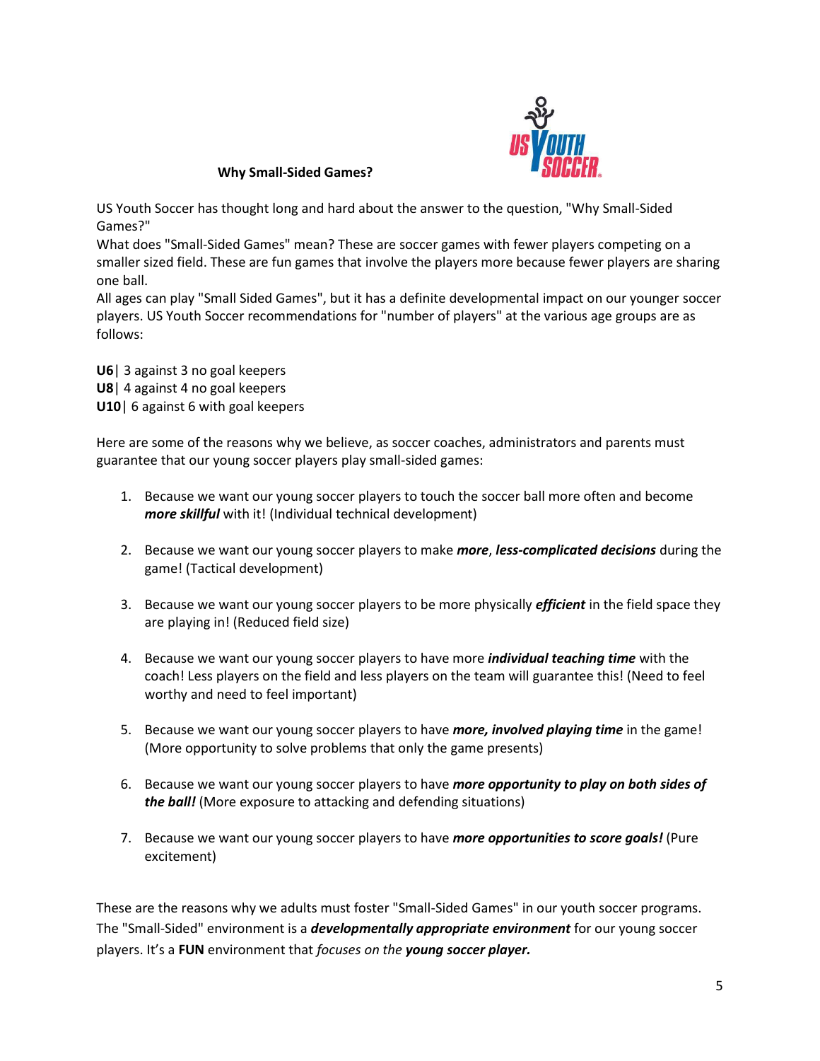## Why Small-Sided Games?

US Youth Soccer has thought long and hard about the answer to the question, "Why Small-Sided Games?"

What does "Small-Sided Games" mean? These are soccer games with fewer players competing on a smaller sized field. These are fun games that involve the players more because fewer players are sharing one ball.

All ages can play "Small Sided Games", but it has a definite developmental impact on our younger soccer players. US Youth Soccer recommendations for "number of players" at the various age groups are as follows:

**U6**| 3 against 3 no goal keepers
**U8**| 4 against 4 no goal keepers
**U10**| 6 against 6 with goal keepers

Here are some of the reasons why we believe, as soccer coaches, administrators and parents must guarantee that our young soccer players play small-sided games:

1. Because we want our young soccer players to touch the soccer ball more often and become ***more skillful*** with it! (Individual technical development)

2. Because we want our young soccer players to make ***more***, ***less-complicated decisions*** during the game! (Tactical development)

3. Because we want our young soccer players to be more physically ***efficient*** in the field space they are playing in! (Reduced field size)

4. Because we want our young soccer players to have more ***individual teaching time*** with the coach! Less players on the field and less players on the team will guarantee this! (Need to feel worthy and need to feel important)

5. Because we want our young soccer players to have ***more, involved playing time*** in the game! (More opportunity to solve problems that only the game presents)

6. Because we want our young soccer players to have ***more opportunity to play on both sides of the ball!*** (More exposure to attacking and defending situations)

7. Because we want our young soccer players to have ***more opportunities to score goals!*** (Pure excitement)

These are the reasons why we adults must foster "Small-Sided Games" in our youth soccer programs. The "Small-Sided" environment is a ***developmentally appropriate environment*** for our young soccer players. It's a **FUN** environment that *focuses on the **young soccer player.***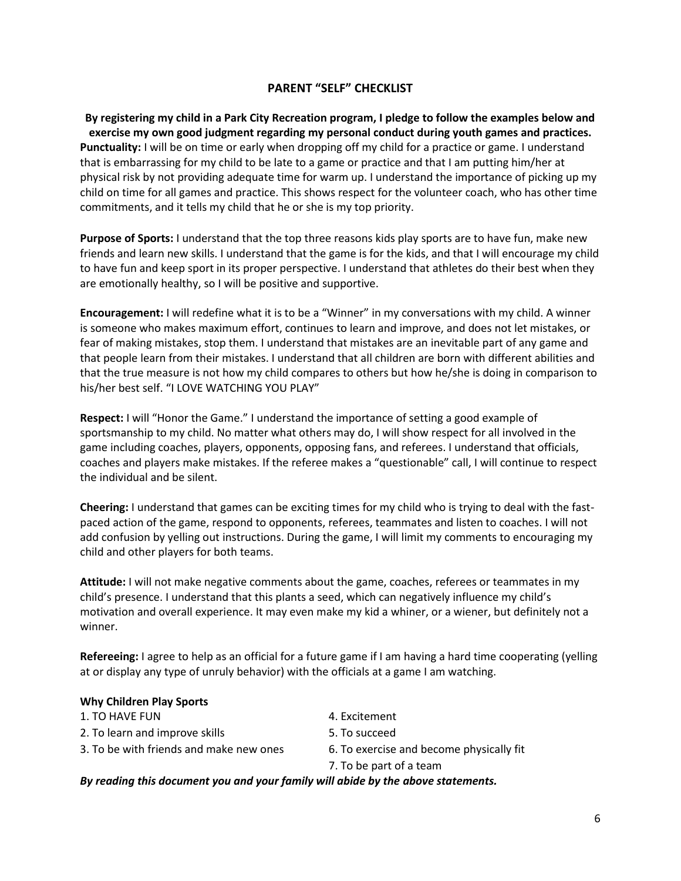## PARENT "SELF" CHECKLIST

**By registering my child in a Park City Recreation program, I pledge to follow the examples below and exercise my own good judgment regarding my personal conduct during youth games and practices.**

**Punctuality:** I will be on time or early when dropping off my child for a practice or game. I understand that is embarrassing for my child to be late to a game or practice and that I am putting him/her at physical risk by not providing adequate time for warm up. I understand the importance of picking up my child on time for all games and practice. This shows respect for the volunteer coach, who has other time commitments, and it tells my child that he or she is my top priority.

**Purpose of Sports:** I understand that the top three reasons kids play sports are to have fun, make new friends and learn new skills. I understand that the game is for the kids, and that I will encourage my child to have fun and keep sport in its proper perspective. I understand that athletes do their best when they are emotionally healthy, so I will be positive and supportive.

**Encouragement:** I will redefine what it is to be a "Winner" in my conversations with my child. A winner is someone who makes maximum effort, continues to learn and improve, and does not let mistakes, or fear of making mistakes, stop them. I understand that mistakes are an inevitable part of any game and that people learn from their mistakes. I understand that all children are born with different abilities and that the true measure is not how my child compares to others but how he/she is doing in comparison to his/her best self. "I LOVE WATCHING YOU PLAY"

**Respect:** I will "Honor the Game." I understand the importance of setting a good example of sportsmanship to my child. No matter what others may do, I will show respect for all involved in the game including coaches, players, opponents, opposing fans, and referees. I understand that officials, coaches and players make mistakes. If the referee makes a "questionable" call, I will continue to respect the individual and be silent.

**Cheering:** I understand that games can be exciting times for my child who is trying to deal with the fast-paced action of the game, respond to opponents, referees, teammates and listen to coaches. I will not add confusion by yelling out instructions. During the game, I will limit my comments to encouraging my child and other players for both teams.

**Attitude:** I will not make negative comments about the game, coaches, referees or teammates in my child's presence. I understand that this plants a seed, which can negatively influence my child's motivation and overall experience. It may even make my kid a whiner, or a wiener, but definitely not a winner.

**Refereeing:** I agree to help as an official for a future game if I am having a hard time cooperating (yelling at or display any type of unruly behavior) with the officials at a game I am watching.

**Why Children Play Sports**

1. TO HAVE FUN
2. To learn and improve skills
3. To be with friends and make new ones
4. Excitement
5. To succeed
6. To exercise and become physically fit
7. To be part of a team

***By reading this document you and your family will abide by the above statements.***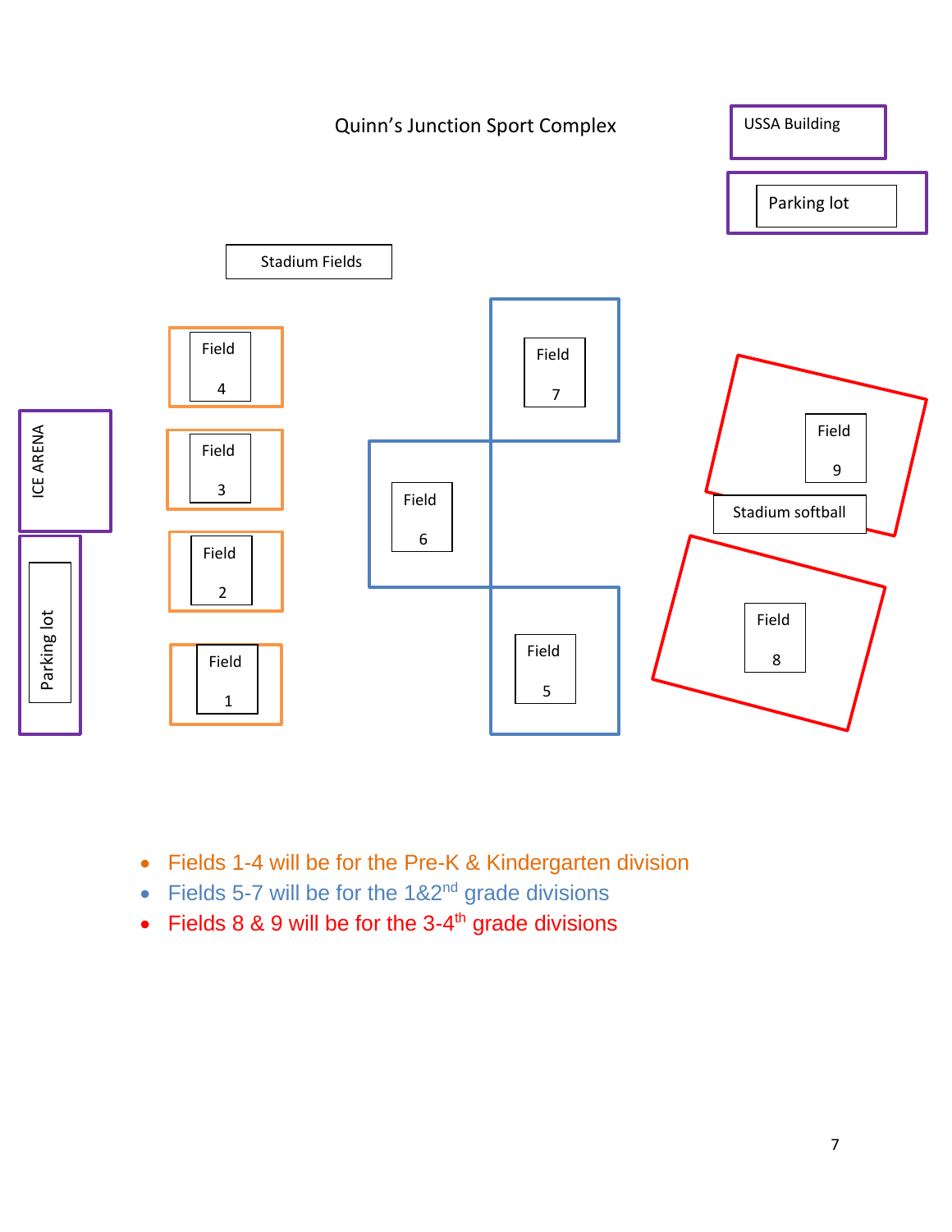Quinn's Junction Sport Complex

USSA Building

Parking lot

Stadium Fields

Field 4

Field 3

Field 2

Field 1

ICE ARENA

Parking lot

Field 7

Field 6

Field 5

Field 9

Stadium softball

Field 8

- Fields 1-4 will be for the Pre-K & Kindergarten division
- Fields 5-7 will be for the 1&2nd grade divisions
- Fields 8 & 9 will be for the 3-4th grade divisions